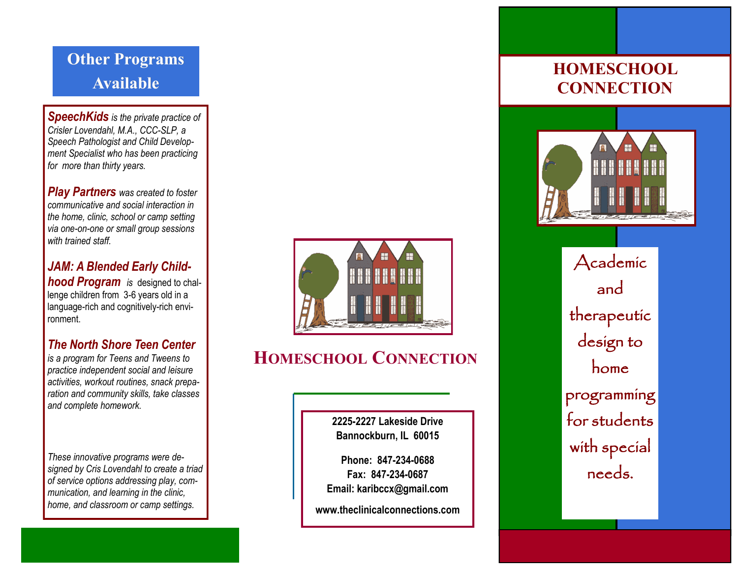## Other Programs Available

***SpeechKids*** *is the private practice of Crisler Lovendahl, M.A., CCC-SLP, a Speech Pathologist and Child Development Specialist who has been practicing for more than thirty years.*

***Play Partners*** *was created to foster communicative and social interaction in the home, clinic, school or camp setting via one-on-one or small group sessions with trained staff.*

***JAM: A Blended Early Childhood Program*** *is* designed to challenge children from 3-6 years old in a language-rich and cognitively-rich environment.

***The North Shore Teen Center*** *is a program for Teens and Tweens to practice independent social and leisure activities, workout routines, snack preparation and community skills, take classes and complete homework.*

*These innovative programs were designed by Cris Lovendahl to create a triad of service options addressing play, communication, and learning in the clinic, home, and classroom or camp settings.*

## Homeschool Connection

**2225-2227 Lakeside Drive**
**Bannockburn, IL 60015**

**Phone: 847-234-0688**
**Fax: 847-234-0687**
**Email: karibccx@gmail.com**

**www.theclinicalconnections.com**

# HOMESCHOOL CONNECTION

Academic and therapeutic design to home programming for students with special needs.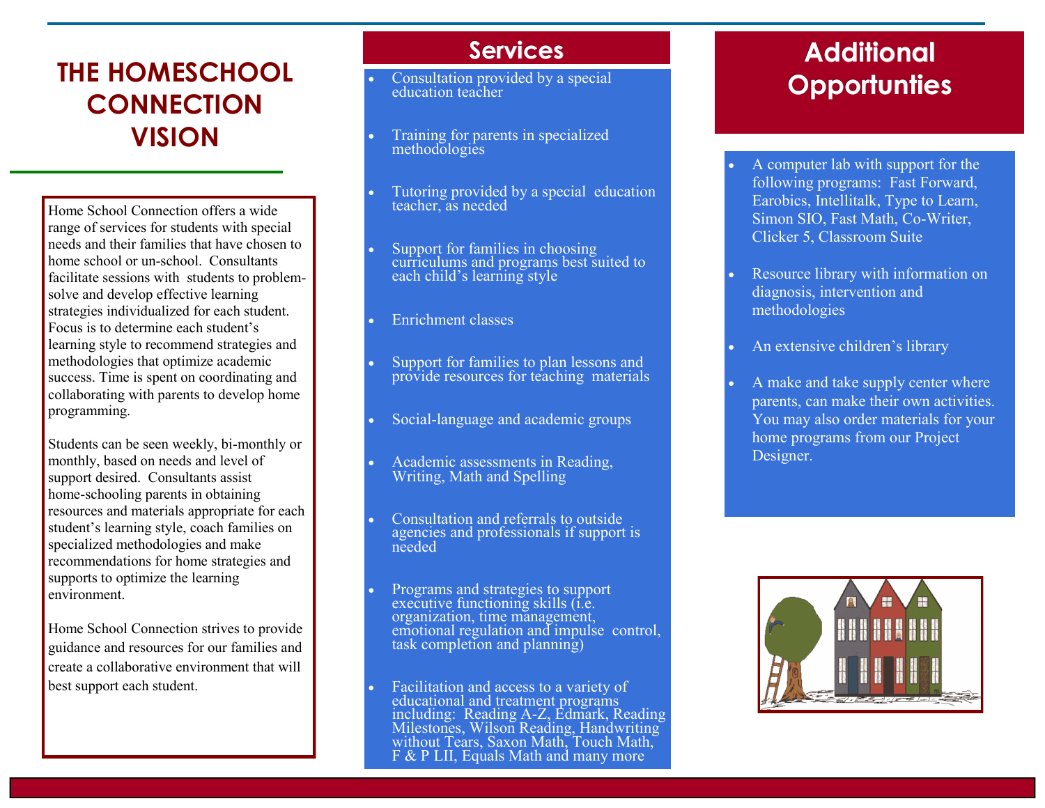# THE HOMESCHOOL CONNECTION VISION

Home School Connection offers a wide range of services for students with special needs and their families that have chosen to home school or un-school. Consultants facilitate sessions with students to problem-solve and develop effective learning strategies individualized for each student. Focus is to determine each student's learning style to recommend strategies and methodologies that optimize academic success. Time is spent on coordinating and collaborating with parents to develop home programming.

Students can be seen weekly, bi-monthly or monthly, based on needs and level of support desired. Consultants assist home-schooling parents in obtaining resources and materials appropriate for each student's learning style, coach families on specialized methodologies and make recommendations for home strategies and supports to optimize the learning environment.

Home School Connection strives to provide guidance and resources for our families and create a collaborative environment that will best support each student.

## Services

- Consultation provided by a special education teacher
- Training for parents in specialized methodologies
- Tutoring provided by a special education teacher, as needed
- Support for families in choosing curriculums and programs best suited to each child's learning style
- Enrichment classes
- Support for families to plan lessons and provide resources for teaching materials
- Social-language and academic groups
- Academic assessments in Reading, Writing, Math and Spelling
- Consultation and referrals to outside agencies and professionals if support is needed
- Programs and strategies to support executive functioning skills (i.e. organization, time management, emotional regulation and impulse control, task completion and planning)
- Facilitation and access to a variety of educational and treatment programs including: Reading A-Z, Edmark, Reading Milestones, Wilson Reading, Handwriting without Tears, Saxon Math, Touch Math, F & P LII, Equals Math and many more

## Additional Opportunties

- A computer lab with support for the following programs: Fast Forward, Earobics, Intellitalk, Type to Learn, Simon SIO, Fast Math, Co-Writer, Clicker 5, Classroom Suite
- Resource library with information on diagnosis, intervention and methodologies
- An extensive children's library
- A make and take supply center where parents, can make their own activities. You may also order materials for your home programs from our Project Designer.